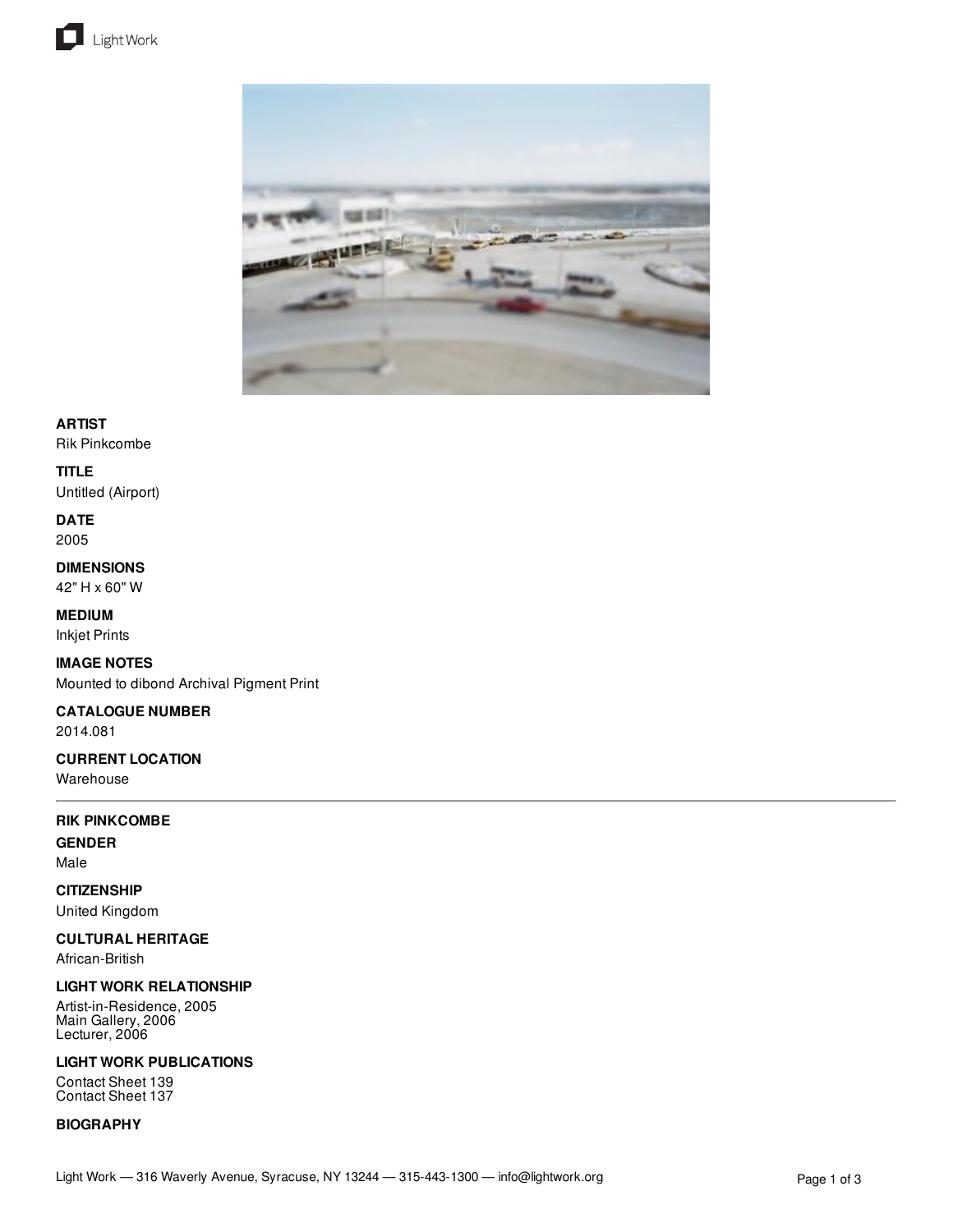**ARTIST**
Rik Pinkcombe

**TITLE**
Untitled (Airport)

**DATE**
2005

**DIMENSIONS**
42" H x 60" W

**MEDIUM**
Inkjet Prints

**IMAGE NOTES**
Mounted to dibond Archival Pigment Print

**CATALOGUE NUMBER**
2014.081

**CURRENT LOCATION**
Warehouse

---

**RIK PINKCOMBE**

**GENDER**
Male

**CITIZENSHIP**
United Kingdom

**CULTURAL HERITAGE**
African-British

**LIGHT WORK RELATIONSHIP**
Artist-in-Residence, 2005
Main Gallery, 2006
Lecturer, 2006

**LIGHT WORK PUBLICATIONS**
Contact Sheet 139
Contact Sheet 137

**BIOGRAPHY**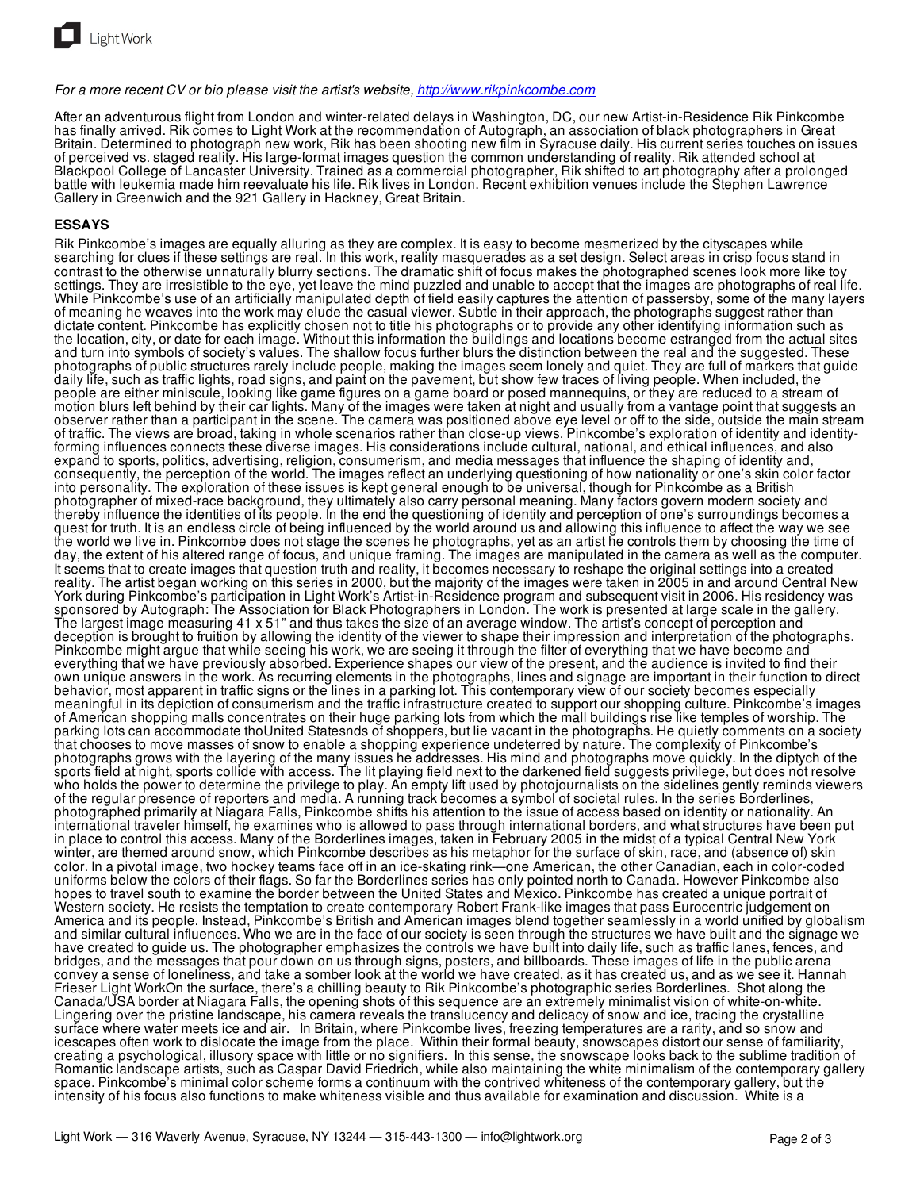*For a more recent CV or bio please visit the artist's website, [http://www.rikpinkcombe.com](http://www.rikpinkcombe.com)*

After an adventurous flight from London and winter-related delays in Washington, DC, our new Artist-in-Residence Rik Pinkcombe has finally arrived. Rik comes to Light Work at the recommendation of Autograph, an association of black photographers in Great Britain. Determined to photograph new work, Rik has been shooting new film in Syracuse daily. His current series touches on issues of perceived vs. staged reality. His large-format images question the common understanding of reality. Rik attended school at Blackpool College of Lancaster University. Trained as a commercial photographer, Rik shifted to art photography after a prolonged battle with leukemia made him reevaluate his life. Rik lives in London. Recent exhibition venues include the Stephen Lawrence Gallery in Greenwich and the 921 Gallery in Hackney, Great Britain.

**ESSAYS**

Rik Pinkcombe's images are equally alluring as they are complex. It is easy to become mesmerized by the cityscapes while searching for clues if these settings are real. In this work, reality masquerades as a set design. Select areas in crisp focus stand in contrast to the otherwise unnaturally blurry sections. The dramatic shift of focus makes the photographed scenes look more like toy settings. They are irresistible to the eye, yet leave the mind puzzled and unable to accept that the images are photographs of real life. While Pinkcombe's use of an artificially manipulated depth of field easily captures the attention of passersby, some of the many layers of meaning he weaves into the work may elude the casual viewer. Subtle in their approach, the photographs suggest rather than dictate content. Pinkcombe has explicitly chosen not to title his photographs or to provide any other identifying information such as the location, city, or date for each image. Without this information the buildings and locations become estranged from the actual sites and turn into symbols of society's values. The shallow focus further blurs the distinction between the real and the suggested. These photographs of public structures rarely include people, making the images seem lonely and quiet. They are full of markers that guide daily life, such as traffic lights, road signs, and paint on the pavement, but show few traces of living people. When included, the people are either miniscule, looking like game figures on a game board or posed mannequins, or they are reduced to a stream of motion blurs left behind by their car lights. Many of the images were taken at night and usually from a vantage point that suggests an observer rather than a participant in the scene. The camera was positioned above eye level or off to the side, outside the main stream of traffic. The views are broad, taking in whole scenarios rather than close-up views. Pinkcombe's exploration of identity and identity-forming influences connects these diverse images. His considerations include cultural, national, and ethical influences, and also expand to sports, politics, advertising, religion, consumerism, and media messages that influence the shaping of identity and, consequently, the perception of the world. The images reflect an underlying questioning of how nationality or one's skin color factor into personality. The exploration of these issues is kept general enough to be universal, though for Pinkcombe as a British photographer of mixed-race background, they ultimately also carry personal meaning. Many factors govern modern society and thereby influence the identities of its people. In the end the questioning of identity and perception of one's surroundings becomes a quest for truth. It is an endless circle of being influenced by the world around us and allowing this influence to affect the way we see the world we live in. Pinkcombe does not stage the scenes he photographs, yet as an artist he controls them by choosing the time of day, the extent of his altered range of focus, and unique framing. The images are manipulated in the camera as well as the computer. It seems that to create images that question truth and reality, it becomes necessary to reshape the original settings into a created reality. The artist began working on this series in 2000, but the majority of the images were taken in 2005 in and around Central New York during Pinkcombe's participation in Light Work's Artist-in-Residence program and subsequent visit in 2006. His residency was sponsored by Autograph: The Association for Black Photographers in London. The work is presented at large scale in the gallery. The largest image measuring 41 x 51" and thus takes the size of an average window. The artist's concept of perception and deception is brought to fruition by allowing the identity of the viewer to shape their impression and interpretation of the photographs. Pinkcombe might argue that while seeing his work, we are seeing it through the filter of everything that we have become and everything that we have previously absorbed. Experience shapes our view of the present, and the audience is invited to find their own unique answers in the work. As recurring elements in the photographs, lines and signage are important in their function to direct behavior, most apparent in traffic signs or the lines in a parking lot. This contemporary view of our society becomes especially meaningful in its depiction of consumerism and the traffic infrastructure created to support our shopping culture. Pinkcombe's images of American shopping malls concentrates on their huge parking lots from which the mall buildings rise like temples of worship. The parking lots can accommodate thoUnited Statesnds of shoppers, but lie vacant in the photographs. He quietly comments on a society that chooses to move masses of snow to enable a shopping experience undeterred by nature. The complexity of Pinkcombe's photographs grows with the layering of the many issues he addresses. His mind and photographs move quickly. In the diptych of the sports field at night, sports collide with access. The lit playing field next to the darkened field suggests privilege, but does not resolve who holds the power to determine the privilege to play. An empty lift used by photojournalists on the sidelines gently reminds viewers of the regular presence of reporters and media. A running track becomes a symbol of societal rules. In the series Borderlines, photographed primarily at Niagara Falls, Pinkcombe shifts his attention to the issue of access based on identity or nationality. An international traveler himself, he examines who is allowed to pass through international borders, and what structures have been put in place to control this access. Many of the Borderlines images, taken in February 2005 in the midst of a typical Central New York winter, are themed around snow, which Pinkcombe describes as his metaphor for the surface of skin, race, and (absence of) skin color. In a pivotal image, two hockey teams face off in an ice-skating rink—one American, the other Canadian, each in color-coded uniforms below the colors of their flags. So far the Borderlines series has only pointed north to Canada. However Pinkcombe also hopes to travel south to examine the border between the United States and Mexico. Pinkcombe has created a unique portrait of Western society. He resists the temptation to create contemporary Robert Frank-like images that pass Eurocentric judgement on America and its people. Instead, Pinkcombe's British and American images blend together seamlessly in a world unified by globalism and similar cultural influences. Who we are in the face of our society is seen through the structures we have built and the signage we have created to guide us. The photographer emphasizes the controls we have built into daily life, such as traffic lanes, fences, and bridges, and the messages that pour down on us through signs, posters, and billboards. These images of life in the public arena convey a sense of loneliness, and take a somber look at the world we have created, as it has created us, and as we see it. Hannah Frieser Light WorkOn the surface, there's a chilling beauty to Rik Pinkcombe's photographic series Borderlines. Shot along the Canada/USA border at Niagara Falls, the opening shots of this sequence are an extremely minimalist vision of white-on-white. Lingering over the pristine landscape, his camera reveals the translucency and delicacy of snow and ice, tracing the crystalline surface where water meets ice and air. In Britain, where Pinkcombe lives, freezing temperatures are a rarity, and so snow and icescapes often work to dislocate the image from the place. Within their formal beauty, snowscapes distort our sense of familiarity, creating a psychological, illusory space with little or no signifiers. In this sense, the snowscape looks back to the sublime tradition of Romantic landscape artists, such as Caspar David Friedrich, while also maintaining the white minimalism of the contemporary gallery space. Pinkcombe's minimal color scheme forms a continuum with the contrived whiteness of the contemporary gallery, but the intensity of his focus also functions to make whiteness visible and thus available for examination and discussion. White is a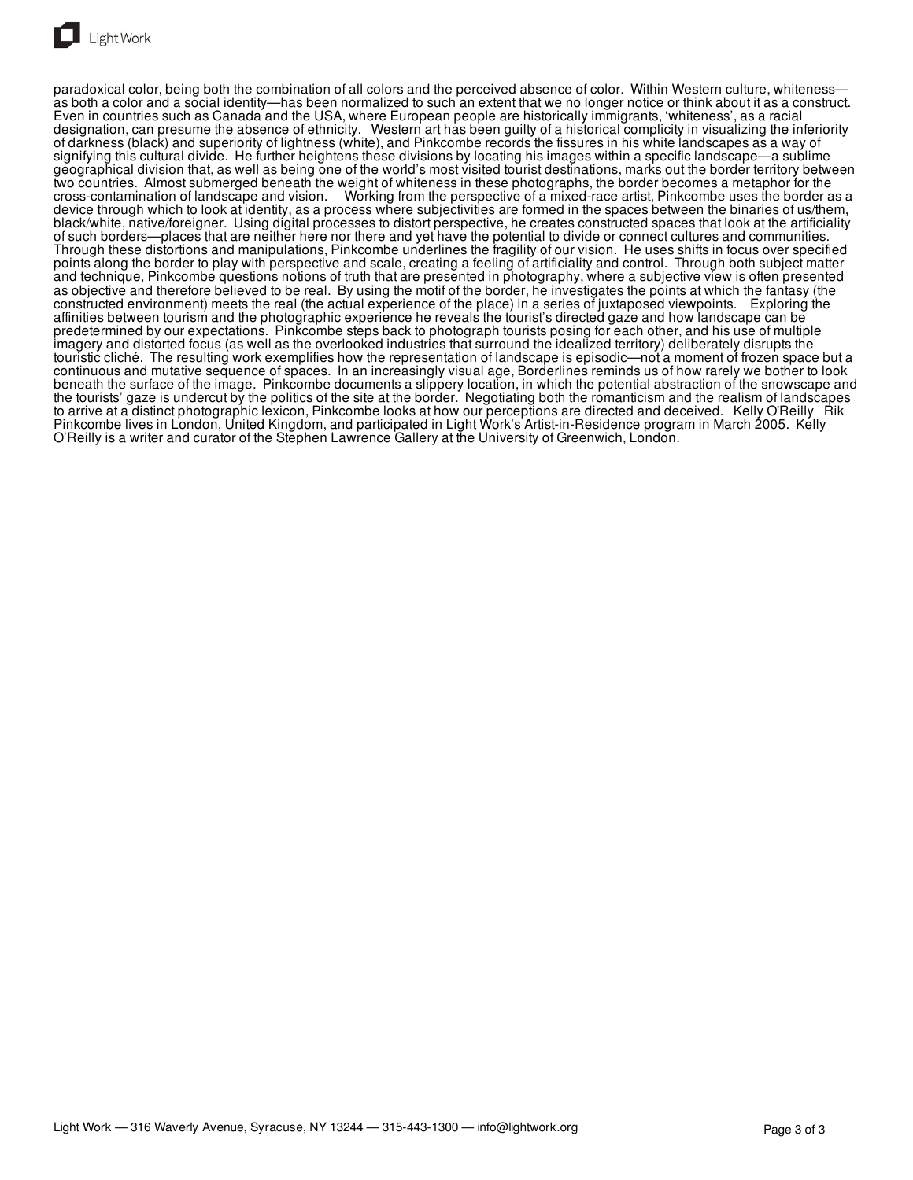paradoxical color, being both the combination of all colors and the perceived absence of color. Within Western culture, whiteness—as both a color and a social identity—has been normalized to such an extent that we no longer notice or think about it as a construct. Even in countries such as Canada and the USA, where European people are historically immigrants, 'whiteness', as a racial designation, can presume the absence of ethnicity. Western art has been guilty of a historical complicity in visualizing the inferiority of darkness (black) and superiority of lightness (white), and Pinkcombe records the fissures in his white landscapes as a way of signifying this cultural divide. He further heightens these divisions by locating his images within a specific landscape—a sublime geographical division that, as well as being one of the world's most visited tourist destinations, marks out the border territory between two countries. Almost submerged beneath the weight of whiteness in these photographs, the border becomes a metaphor for the cross-contamination of landscape and vision.

Working from the perspective of a mixed-race artist, Pinkcombe uses the border as a device through which to look at identity, as a process where subjectivities are formed in the spaces between the binaries of us/them, black/white, native/foreigner. Using digital processes to distort perspective, he creates constructed spaces that look at the artificiality of such borders—places that are neither here nor there and yet have the potential to divide or connect cultures and communities. Through these distortions and manipulations, Pinkcombe underlines the fragility of our vision. He uses shifts in focus over specified points along the border to play with perspective and scale, creating a feeling of artificiality and control. Through both subject matter and technique, Pinkcombe questions notions of truth that are presented in photography, where a subjective view is often presented as objective and therefore believed to be real. By using the motif of the border, he investigates the points at which the fantasy (the constructed environment) meets the real (the actual experience of the place) in a series of juxtaposed viewpoints.

Exploring the affinities between tourism and the photographic experience he reveals the tourist's directed gaze and how landscape can be predetermined by our expectations. Pinkcombe steps back to photograph tourists posing for each other, and his use of multiple imagery and distorted focus (as well as the overlooked industries that surround the idealized territory) deliberately disrupts the touristic cliché. The resulting work exemplifies how the representation of landscape is episodic—not a moment of frozen space but a continuous and mutative sequence of spaces. In an increasingly visual age, Borderlines reminds us of how rarely we bother to look beneath the surface of the image. Pinkcombe documents a slippery location, in which the potential abstraction of the snowscape and the tourists' gaze is undercut by the politics of the site at the border. Negotiating both the romanticism and the realism of landscapes to arrive at a distinct photographic lexicon, Pinkcombe looks at how our perceptions are directed and deceived.

Kelly O'Reilly

Rik Pinkcombe lives in London, United Kingdom, and participated in Light Work's Artist-in-Residence program in March 2005. Kelly O'Reilly is a writer and curator of the Stephen Lawrence Gallery at the University of Greenwich, London.